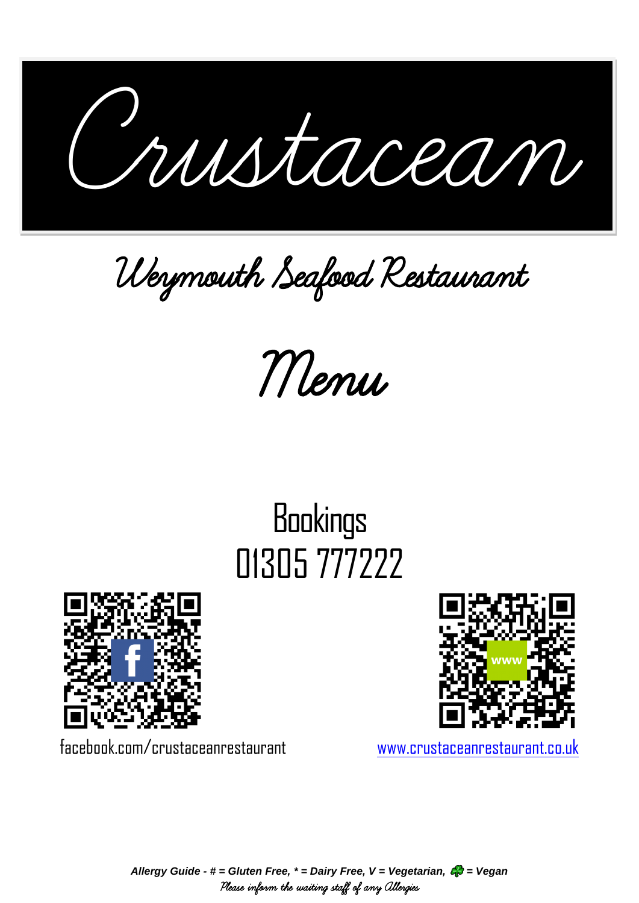# Crustacean

## Weymouth Seafood Restaurant

## Menu

### Bookings
### 01305 777222

facebook.com/crustaceanrestaurant

www.crustaceanrestaurant.co.uk

***Allergy Guide - # = Gluten Free, * = Dairy Free, V = Vegetarian, 🍀 = Vegan***

*Please inform the waiting staff of any Allergies*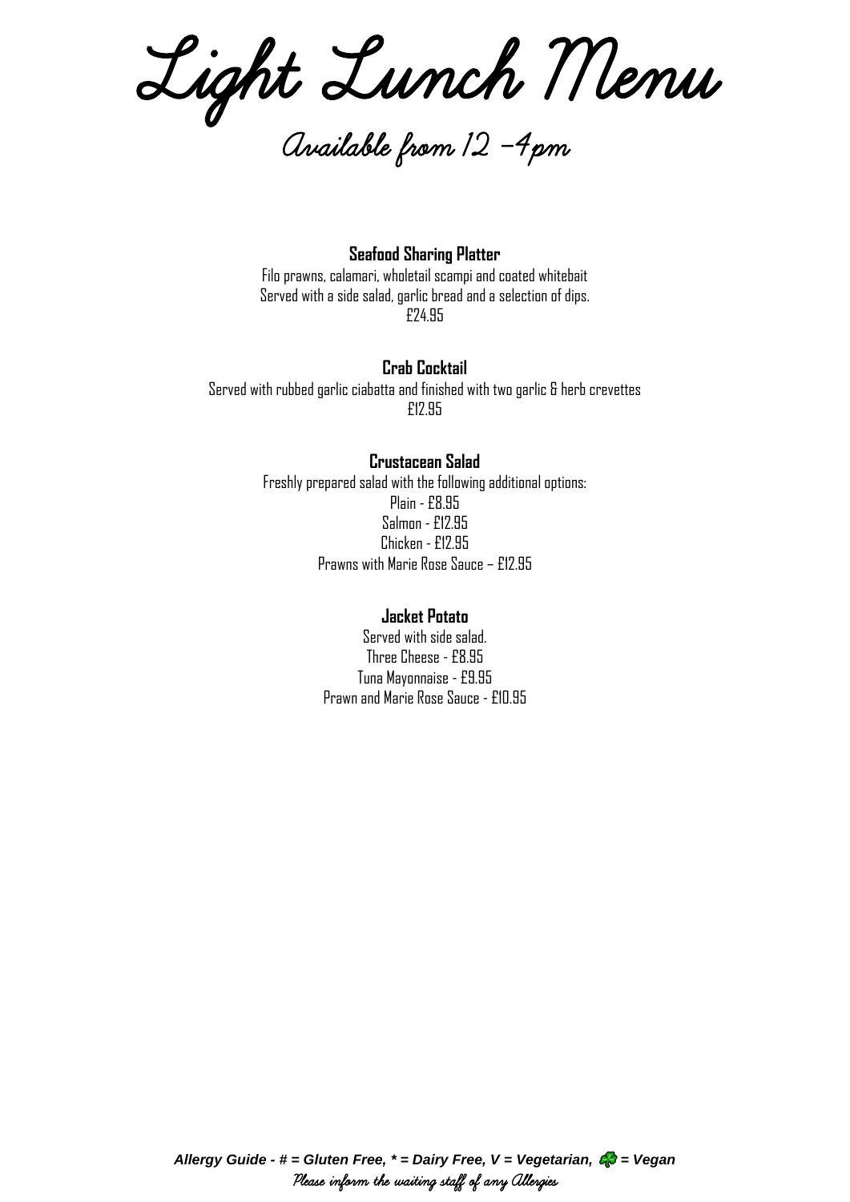# Light Lunch Menu

## Available from 12 – 4pm

**Seafood Sharing Platter**

Filo prawns, calamari, wholetail scampi and coated whitebait
Served with a side salad, garlic bread and a selection of dips.
£24.95

**Crab Cocktail**

Served with rubbed garlic ciabatta and finished with two garlic & herb crevettes
£12.95

**Crustacean Salad**

Freshly prepared salad with the following additional options:
Plain - £8.95
Salmon - £12.95
Chicken - £12.95
Prawns with Marie Rose Sauce – £12.95

**Jacket Potato**

Served with side salad.
Three Cheese - £8.95
Tuna Mayonnaise - £9.95
Prawn and Marie Rose Sauce - £10.95

***Allergy Guide - # = Gluten Free, * = Dairy Free, V = Vegetarian, 🍀 = Vegan***

*Please inform the waiting staff of any Allergies*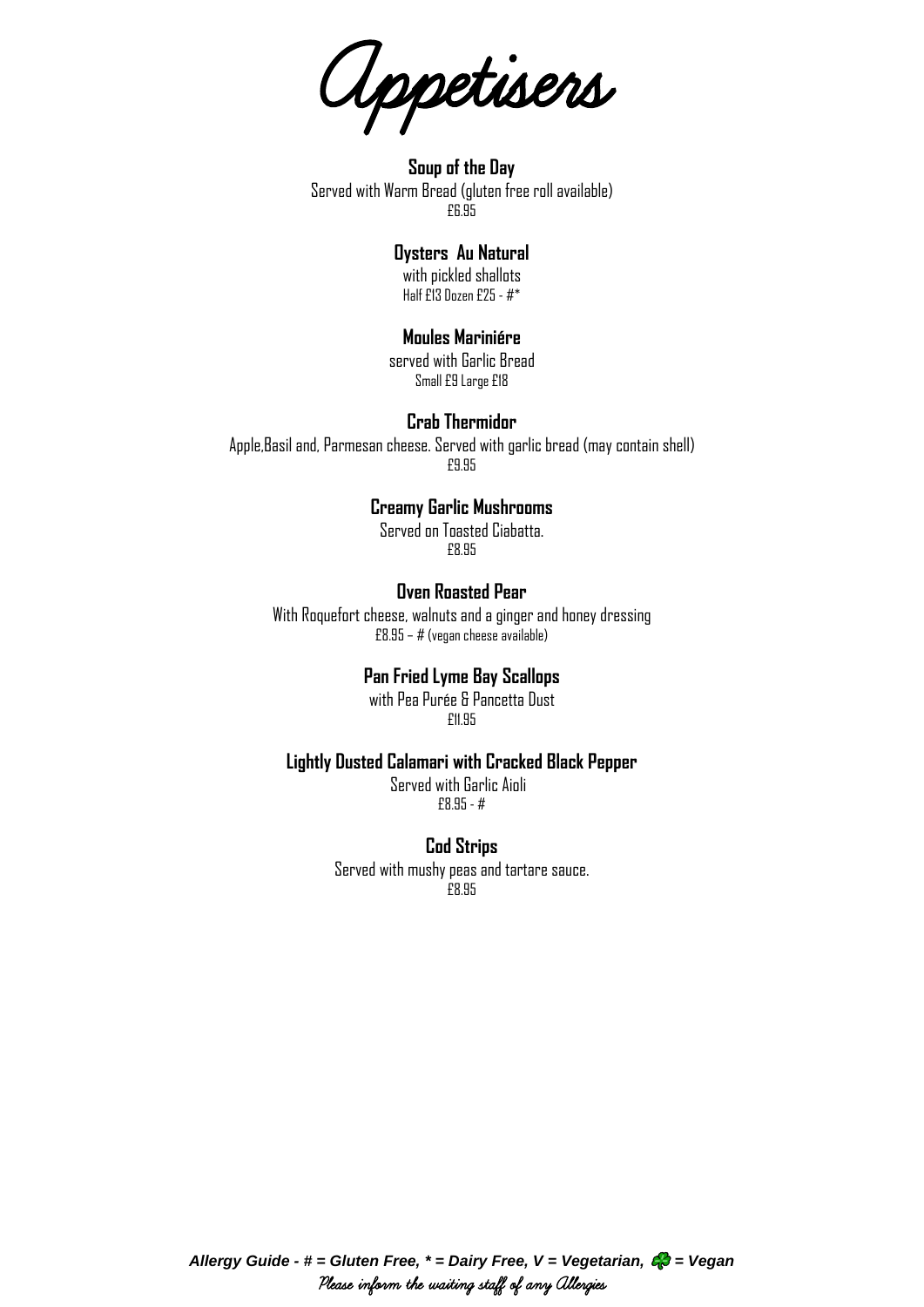# Appetisers

**Soup of the Day**
Served with Warm Bread (gluten free roll available)
£6.95

**Oysters Au Natural**
with pickled shallots
Half £13 Dozen £25 - #*

**Moules Mariniére**
served with Garlic Bread
Small £9 Large £18

**Crab Thermidor**
Apple,Basil and, Parmesan cheese. Served with garlic bread (may contain shell)
£9.95

**Creamy Garlic Mushrooms**
Served on Toasted Ciabatta.
£8.95

**Oven Roasted Pear**
With Roquefort cheese, walnuts and a ginger and honey dressing
£8.95 – # (vegan cheese available)

**Pan Fried Lyme Bay Scallops**
with Pea Purée & Pancetta Dust
£11.95

**Lightly Dusted Calamari with Cracked Black Pepper**
Served with Garlic Aioli
£8.95 - #

**Cod Strips**
Served with mushy peas and tartare sauce.
£8.95

***Allergy Guide - # = Gluten Free, * = Dairy Free, V = Vegetarian, 🍀 = Vegan***
*Please inform the waiting staff of any Allergies*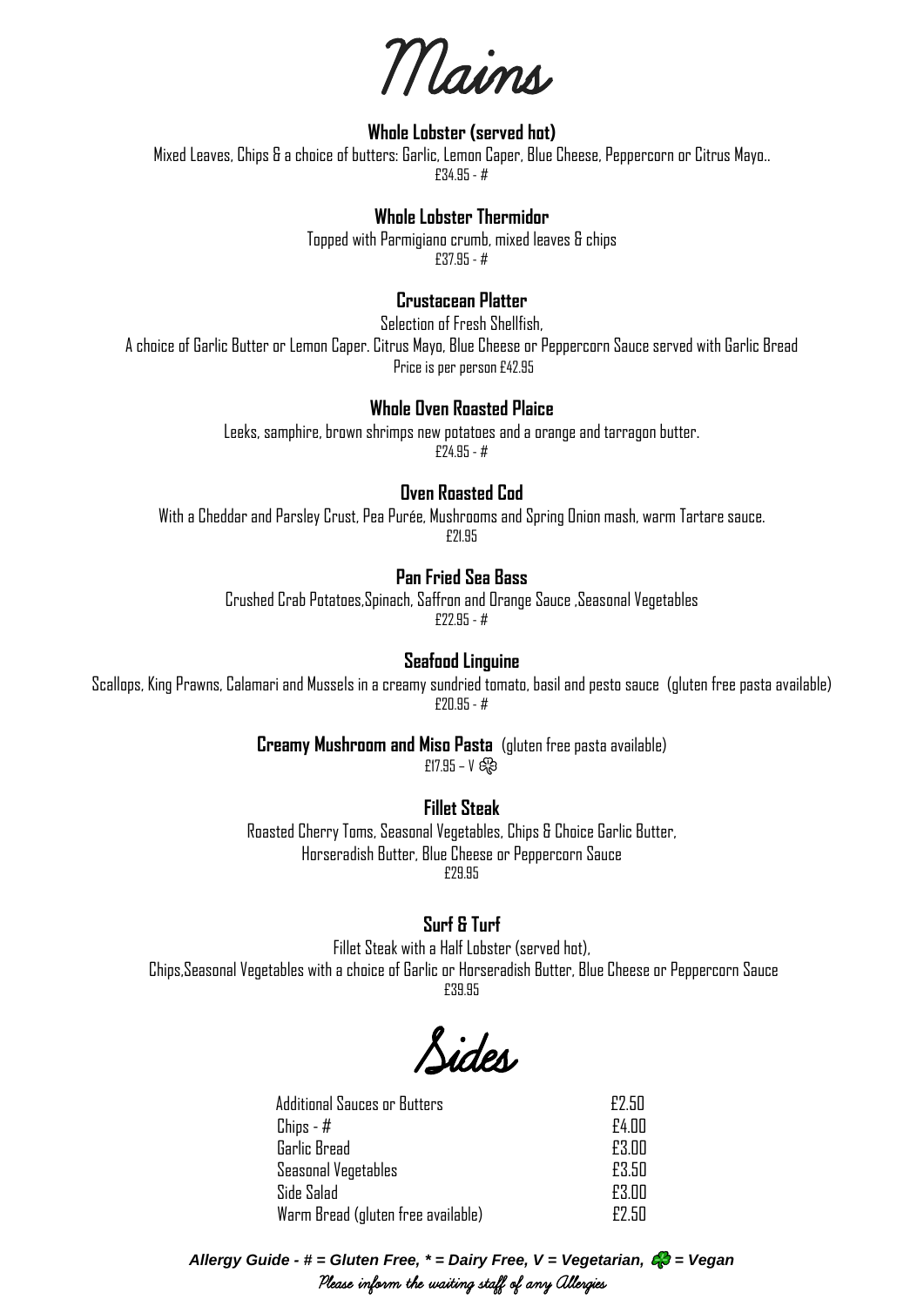# Mains

### Whole Lobster (served hot)

Mixed Leaves, Chips & a choice of butters: Garlic, Lemon Caper, Blue Cheese, Peppercorn or Citrus Mayo..

£34.95 - #

### Whole Lobster Thermidor

Topped with Parmigiano crumb, mixed leaves & chips

£37.95 - #

### Crustacean Platter

Selection of Fresh Shellfish,

A choice of Garlic Butter or Lemon Caper. Citrus Mayo, Blue Cheese or Peppercorn Sauce served with Garlic Bread

Price is per person £42.95

### Whole Oven Roasted Plaice

Leeks, samphire, brown shrimps new potatoes and a orange and tarragon butter.

£24.95 - #

### Oven Roasted Cod

With a Cheddar and Parsley Crust, Pea Purée, Mushrooms and Spring Onion mash, warm Tartare sauce.

£21.95

### Pan Fried Sea Bass

Crushed Crab Potatoes,Spinach, Saffron and Orange Sauce ,Seasonal Vegetables

£22.95 - #

### Seafood Linguine

Scallops, King Prawns, Calamari and Mussels in a creamy sundried tomato, basil and pesto sauce (gluten free pasta available)

£20.95 - #

**Creamy Mushroom and Miso Pasta** (gluten free pasta available)

£17.95 – V 🍀

### Fillet Steak

Roasted Cherry Toms, Seasonal Vegetables, Chips & Choice Garlic Butter,
Horseradish Butter, Blue Cheese or Peppercorn Sauce

£29.95

### Surf & Turf

Fillet Steak with a Half Lobster (served hot),
Chips,Seasonal Vegetables with a choice of Garlic or Horseradish Butter, Blue Cheese or Peppercorn Sauce

£39.95

# Sides

| | |
|---|---|
| Additional Sauces or Butters | £2.50 |
| Chips - # | £4.00 |
| Garlic Bread | £3.00 |
| Seasonal Vegetables | £3.50 |
| Side Salad | £3.00 |
| Warm Bread (gluten free available) | £2.50 |

***Allergy Guide - # = Gluten Free, * = Dairy Free, V = Vegetarian, 🍀 = Vegan***

*Please inform the waiting staff of any Allergies*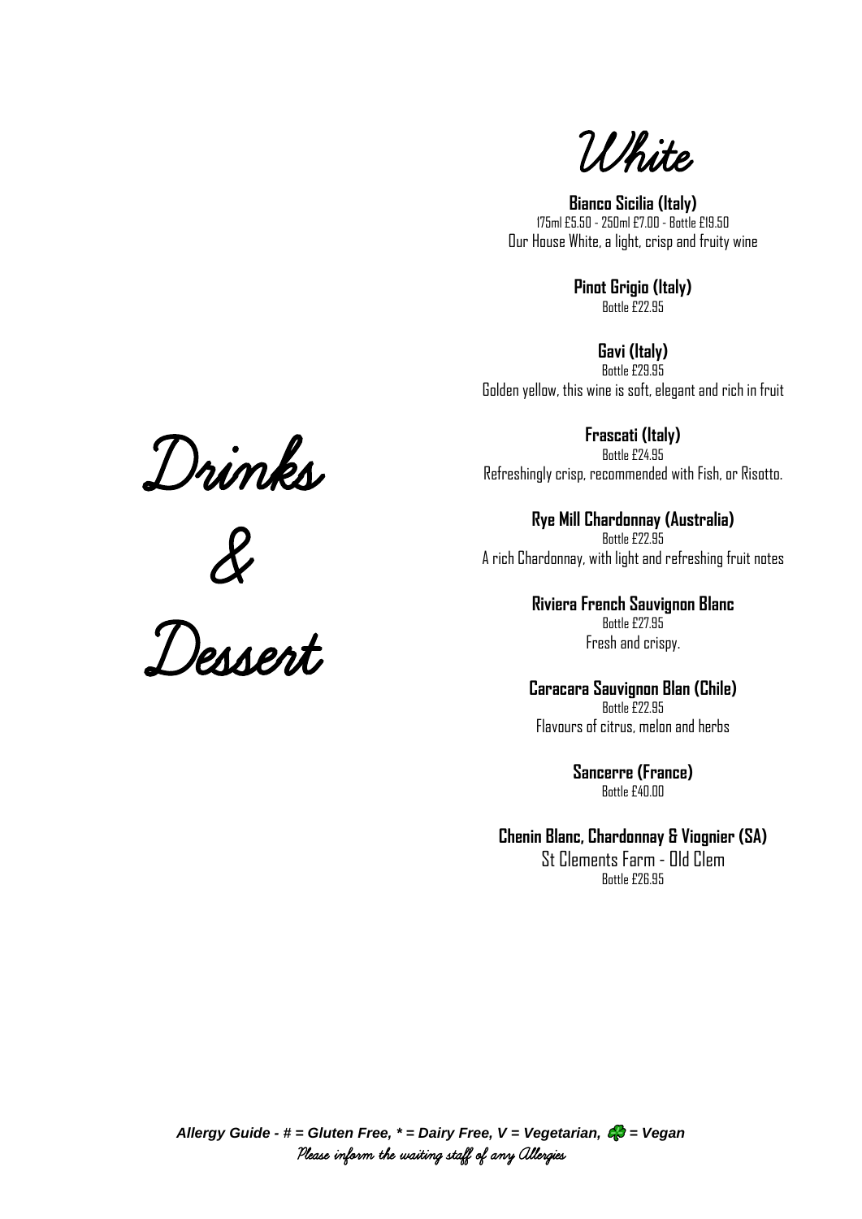# Drinks & Dessert

## White

**Bianco Sicilia (Italy)**
175ml £5.50 - 250ml £7.00 - Bottle £19.50
Our House White, a light, crisp and fruity wine

**Pinot Grigio (Italy)**
Bottle £22.95

**Gavi (Italy)**
Bottle £29.95
Golden yellow, this wine is soft, elegant and rich in fruit

**Frascati (Italy)**
Bottle £24.95
Refreshingly crisp, recommended with Fish, or Risotto.

**Rye Mill Chardonnay (Australia)**
Bottle £22.95
A rich Chardonnay, with light and refreshing fruit notes

**Riviera French Sauvignon Blanc**
Bottle £27.95
Fresh and crispy.

**Caracara Sauvignon Blan (Chile)**
Bottle £22.95
Flavours of citrus, melon and herbs

**Sancerre (France)**
Bottle £40.00

**Chenin Blanc, Chardonnay & Viognier (SA)**
St Clements Farm - Old Clem
Bottle £26.95

***Allergy Guide - # = Gluten Free, * = Dairy Free, V = Vegetarian, 🍀 = Vegan***
*Please inform the waiting staff of any Allergies*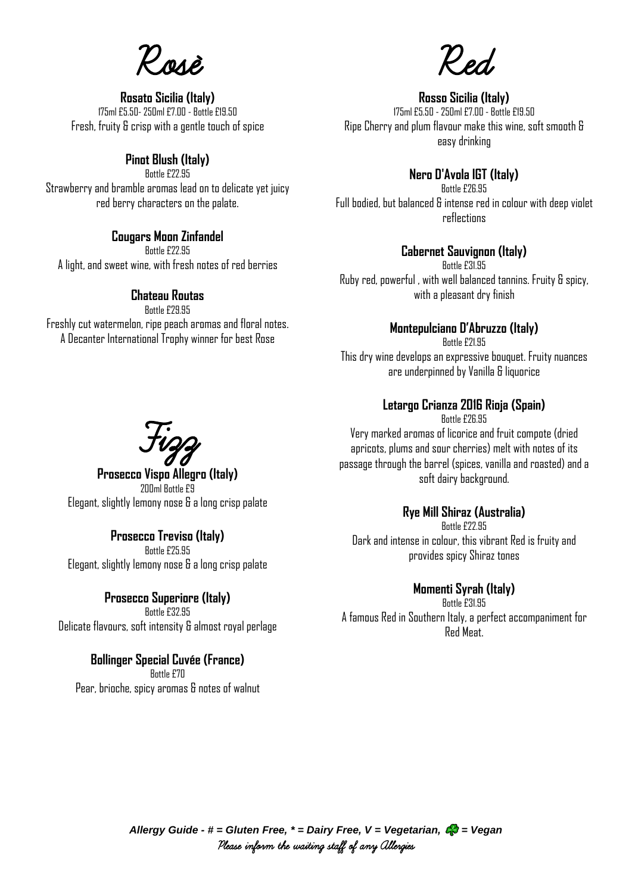## Rosè

**Rosato Sicilia (Italy)**
175ml £5.50- 250ml £7.00 - Bottle £19.50
Fresh, fruity & crisp with a gentle touch of spice

**Pinot Blush (Italy)**
Bottle £22.95
Strawberry and bramble aromas lead on to delicate yet juicy red berry characters on the palate.

**Cougars Moon Zinfandel**
Bottle £22.95
A light, and sweet wine, with fresh notes of red berries

**Chateau Routas**
Bottle £29.95
Freshly cut watermelon, ripe peach aromas and floral notes. A Decanter International Trophy winner for best Rose

## Fizz

**Prosecco Vispo Allegro (Italy)**
200ml Bottle £9
Elegant, slightly lemony nose & a long crisp palate

**Prosecco Treviso (Italy)**
Bottle £25.95
Elegant, slightly lemony nose & a long crisp palate

**Prosecco Superiore (Italy)**
Bottle £32.95
Delicate flavours, soft intensity & almost royal perlage

**Bollinger Special Cuvée (France)**
Bottle £70
Pear, brioche, spicy aromas & notes of walnut

## Red

**Rosso Sicilia (Italy)**
175ml £5.50 - 250ml £7.00 - Bottle £19.50
Ripe Cherry and plum flavour make this wine, soft smooth & easy drinking

**Nero D'Avola IGT (Italy)**
Bottle £26.95
Full bodied, but balanced & intense red in colour with deep violet reflections

**Cabernet Sauvignon (Italy)**
Bottle £31.95
Ruby red, powerful , with well balanced tannins. Fruity & spicy, with a pleasant dry finish

**Montepulciano D'Abruzzo (Italy)**
Bottle £21.95
This dry wine develops an expressive bouquet. Fruity nuances are underpinned by Vanilla & liquorice

**Letargo Crianza 2016 Rioja (Spain)**
Bottle £26.95
Very marked aromas of licorice and fruit compote (dried apricots, plums and sour cherries) melt with notes of its passage through the barrel (spices, vanilla and roasted) and a soft dairy background.

**Rye Mill Shiraz (Australia)**
Bottle £22.95
Dark and intense in colour, this vibrant Red is fruity and provides spicy Shiraz tones

**Momenti Syrah (Italy)**
Bottle £31.95
A famous Red in Southern Italy, a perfect accompaniment for Red Meat.

***Allergy Guide - # = Gluten Free, * = Dairy Free, V = Vegetarian, 🍀 = Vegan***
Please inform the waiting staff of any Allergies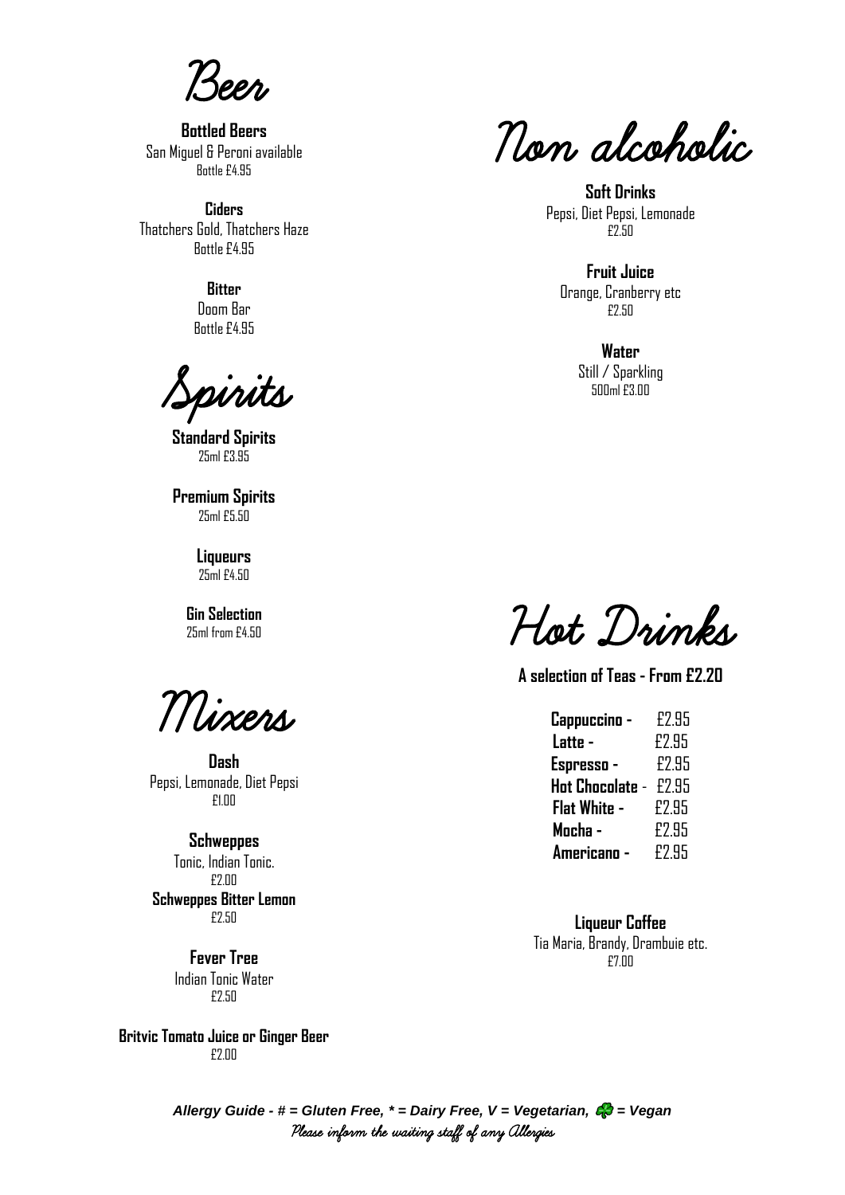# Beer

**Bottled Beers**
San Miguel & Peroni available
Bottle £4.95

**Ciders**
Thatchers Gold, Thatchers Haze
Bottle £4.95

**Bitter**
Doom Bar
Bottle £4.95

# Spirits

**Standard Spirits**
25ml £3.95

**Premium Spirits**
25ml £5.50

**Liqueurs**
25ml £4.50

**Gin Selection**
25ml from £4.50

# Mixers

**Dash**
Pepsi, Lemonade, Diet Pepsi
£1.00

**Schweppes**
Tonic, Indian Tonic.
£2.00

**Schweppes Bitter Lemon**
£2.50

**Fever Tree**
Indian Tonic Water
£2.50

**Britvic Tomato Juice or Ginger Beer**
£2.00

# Non alcoholic

**Soft Drinks**
Pepsi, Diet Pepsi, Lemonade
£2.50

**Fruit Juice**
Orange, Cranberry etc
£2.50

**Water**
Still / Sparkling
500ml £3.00

# Hot Drinks

**A selection of Teas - From £2.20**

| | |
|---|---|
| **Cappuccino -** | £2.95 |
| **Latte -** | £2.95 |
| **Espresso -** | £2.95 |
| **Hot Chocolate -** | £2.95 |
| **Flat White -** | £2.95 |
| **Mocha -** | £2.95 |
| **Americano -** | £2.95 |

**Liqueur Coffee**
Tia Maria, Brandy, Drambuie etc.
£7.00

***Allergy Guide - # = Gluten Free, * = Dairy Free, V = Vegetarian, 🍀 = Vegan***
*Please inform the waiting staff of any Allergies*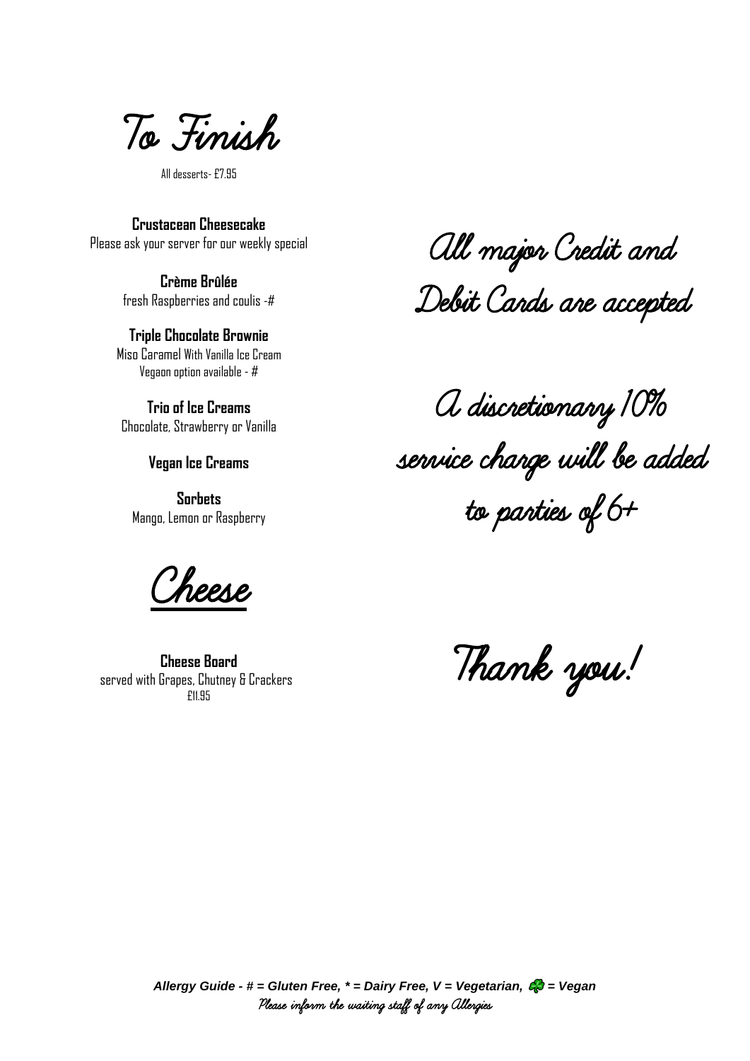# To Finish

All desserts- £7.95

**Crustacean Cheesecake**
Please ask your server for our weekly special

**Crème Brûlée**
fresh Raspberries and coulis -#

**Triple Chocolate Brownie**
Miso Caramel With Vanilla Ice Cream
Vegaon option available - #

**Trio of Ice Creams**
Chocolate, Strawberry or Vanilla

**Vegan Ice Creams**

**Sorbets**
Mango, Lemon or Raspberry

# Cheese

**Cheese Board**
served with Grapes, Chutney & Crackers
£11.95

All major Credit and Debit Cards are accepted

A discretionary 10% service charge will be added to parties of 6+

Thank you!

***Allergy Guide - # = Gluten Free, * = Dairy Free, V = Vegetarian, 🍀 = Vegan***

Please inform the waiting staff of any Allergies